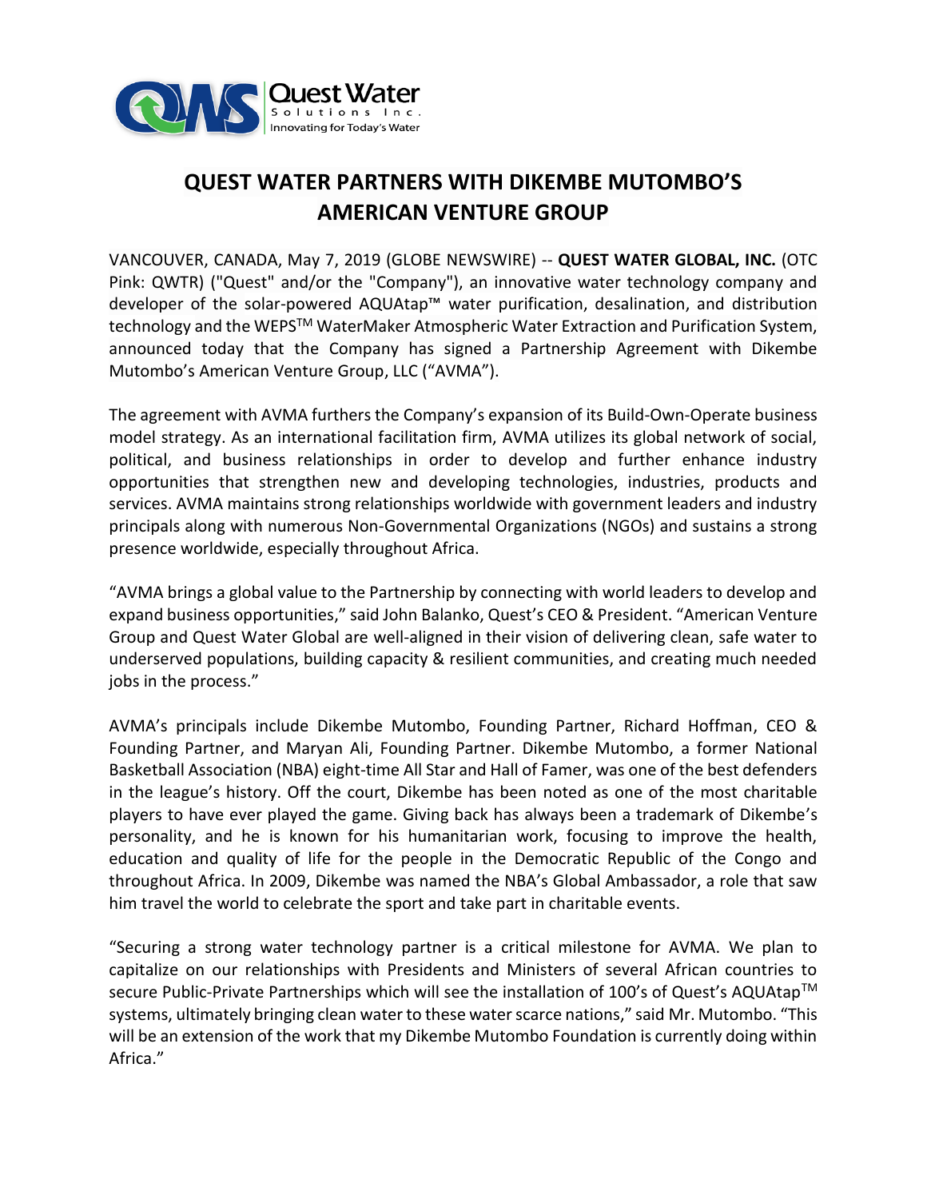Quest Water Solutions Inc.
Innovating for Today's Water

# QUEST WATER PARTNERS WITH DIKEMBE MUTOMBO'S AMERICAN VENTURE GROUP

VANCOUVER, CANADA, May 7, 2019 (GLOBE NEWSWIRE) -- **QUEST WATER GLOBAL, INC.** (OTC Pink: QWTR) ("Quest" and/or the "Company"), an innovative water technology company and developer of the solar-powered AQUAtap™ water purification, desalination, and distribution technology and the WEPS™ WaterMaker Atmospheric Water Extraction and Purification System, announced today that the Company has signed a Partnership Agreement with Dikembe Mutombo's American Venture Group, LLC ("AVMA").

The agreement with AVMA furthers the Company's expansion of its Build-Own-Operate business model strategy. As an international facilitation firm, AVMA utilizes its global network of social, political, and business relationships in order to develop and further enhance industry opportunities that strengthen new and developing technologies, industries, products and services. AVMA maintains strong relationships worldwide with government leaders and industry principals along with numerous Non-Governmental Organizations (NGOs) and sustains a strong presence worldwide, especially throughout Africa.

"AVMA brings a global value to the Partnership by connecting with world leaders to develop and expand business opportunities," said John Balanko, Quest's CEO & President. "American Venture Group and Quest Water Global are well-aligned in their vision of delivering clean, safe water to underserved populations, building capacity & resilient communities, and creating much needed jobs in the process."

AVMA's principals include Dikembe Mutombo, Founding Partner, Richard Hoffman, CEO & Founding Partner, and Maryan Ali, Founding Partner. Dikembe Mutombo, a former National Basketball Association (NBA) eight-time All Star and Hall of Famer, was one of the best defenders in the league's history. Off the court, Dikembe has been noted as one of the most charitable players to have ever played the game. Giving back has always been a trademark of Dikembe's personality, and he is known for his humanitarian work, focusing to improve the health, education and quality of life for the people in the Democratic Republic of the Congo and throughout Africa. In 2009, Dikembe was named the NBA's Global Ambassador, a role that saw him travel the world to celebrate the sport and take part in charitable events.

"Securing a strong water technology partner is a critical milestone for AVMA. We plan to capitalize on our relationships with Presidents and Ministers of several African countries to secure Public-Private Partnerships which will see the installation of 100's of Quest's AQUAtap™ systems, ultimately bringing clean water to these water scarce nations," said Mr. Mutombo. "This will be an extension of the work that my Dikembe Mutombo Foundation is currently doing within Africa."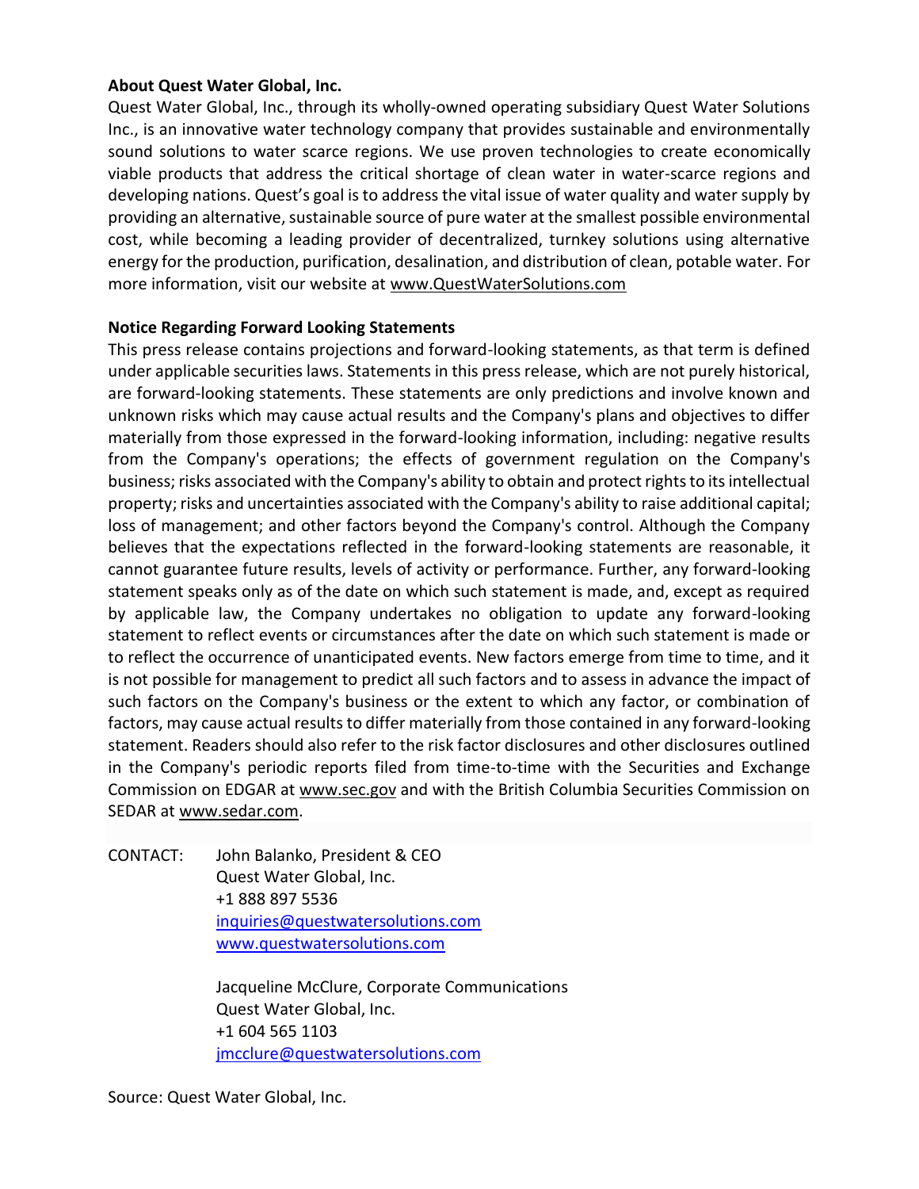**About Quest Water Global, Inc.**

Quest Water Global, Inc., through its wholly-owned operating subsidiary Quest Water Solutions Inc., is an innovative water technology company that provides sustainable and environmentally sound solutions to water scarce regions. We use proven technologies to create economically viable products that address the critical shortage of clean water in water-scarce regions and developing nations. Quest's goal is to address the vital issue of water quality and water supply by providing an alternative, sustainable source of pure water at the smallest possible environmental cost, while becoming a leading provider of decentralized, turnkey solutions using alternative energy for the production, purification, desalination, and distribution of clean, potable water. For more information, visit our website at www.QuestWaterSolutions.com

**Notice Regarding Forward Looking Statements**

This press release contains projections and forward-looking statements, as that term is defined under applicable securities laws. Statements in this press release, which are not purely historical, are forward-looking statements. These statements are only predictions and involve known and unknown risks which may cause actual results and the Company's plans and objectives to differ materially from those expressed in the forward-looking information, including: negative results from the Company's operations; the effects of government regulation on the Company's business; risks associated with the Company's ability to obtain and protect rights to its intellectual property; risks and uncertainties associated with the Company's ability to raise additional capital; loss of management; and other factors beyond the Company's control. Although the Company believes that the expectations reflected in the forward-looking statements are reasonable, it cannot guarantee future results, levels of activity or performance. Further, any forward-looking statement speaks only as of the date on which such statement is made, and, except as required by applicable law, the Company undertakes no obligation to update any forward-looking statement to reflect events or circumstances after the date on which such statement is made or to reflect the occurrence of unanticipated events. New factors emerge from time to time, and it is not possible for management to predict all such factors and to assess in advance the impact of such factors on the Company's business or the extent to which any factor, or combination of factors, may cause actual results to differ materially from those contained in any forward-looking statement. Readers should also refer to the risk factor disclosures and other disclosures outlined in the Company's periodic reports filed from time-to-time with the Securities and Exchange Commission on EDGAR at www.sec.gov and with the British Columbia Securities Commission on SEDAR at www.sedar.com.

CONTACT: John Balanko, President & CEO
Quest Water Global, Inc.
+1 888 897 5536
inquiries@questwatersolutions.com
www.questwatersolutions.com

Jacqueline McClure, Corporate Communications
Quest Water Global, Inc.
+1 604 565 1103
jmcclure@questwatersolutions.com

Source: Quest Water Global, Inc.